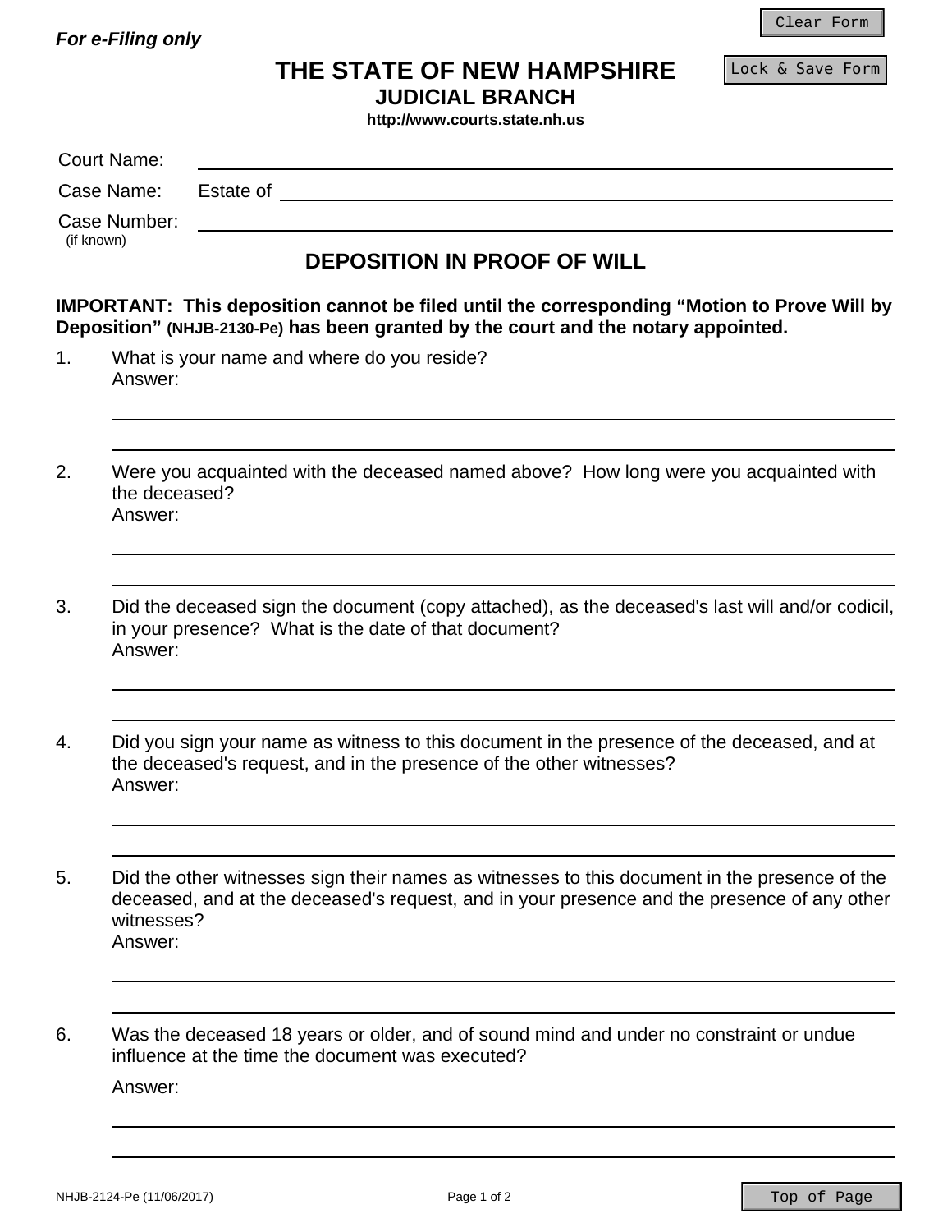*For e-Filing only*

# THE STATE OF NEW HAMPSHIRE
## JUDICIAL BRANCH
**http://www.courts.state.nh.us**

Court Name: ______________________________

Case Name: Estate of ______________________________

Case Number: ______________________________
(if known)

## DEPOSITION IN PROOF OF WILL

**IMPORTANT: This deposition cannot be filed until the corresponding "Motion to Prove Will by Deposition" (NHJB-2130-Pe) has been granted by the court and the notary appointed.**

1. What is your name and where do you reside?
   Answer:
   ______________________________
   ______________________________

2. Were you acquainted with the deceased named above? How long were you acquainted with the deceased?
   Answer:
   ______________________________
   ______________________________

3. Did the deceased sign the document (copy attached), as the deceased's last will and/or codicil, in your presence? What is the date of that document?
   Answer:
   ______________________________
   ______________________________

4. Did you sign your name as witness to this document in the presence of the deceased, and at the deceased's request, and in the presence of the other witnesses?
   Answer:
   ______________________________
   ______________________________

5. Did the other witnesses sign their names as witnesses to this document in the presence of the deceased, and at the deceased's request, and in your presence and the presence of any other witnesses?
   Answer:
   ______________________________
   ______________________________

6. Was the deceased 18 years or older, and of sound mind and under no constraint or undue influence at the time the document was executed?

   Answer:
   ______________________________
   ______________________________

NHJB-2124-Pe (11/06/2017)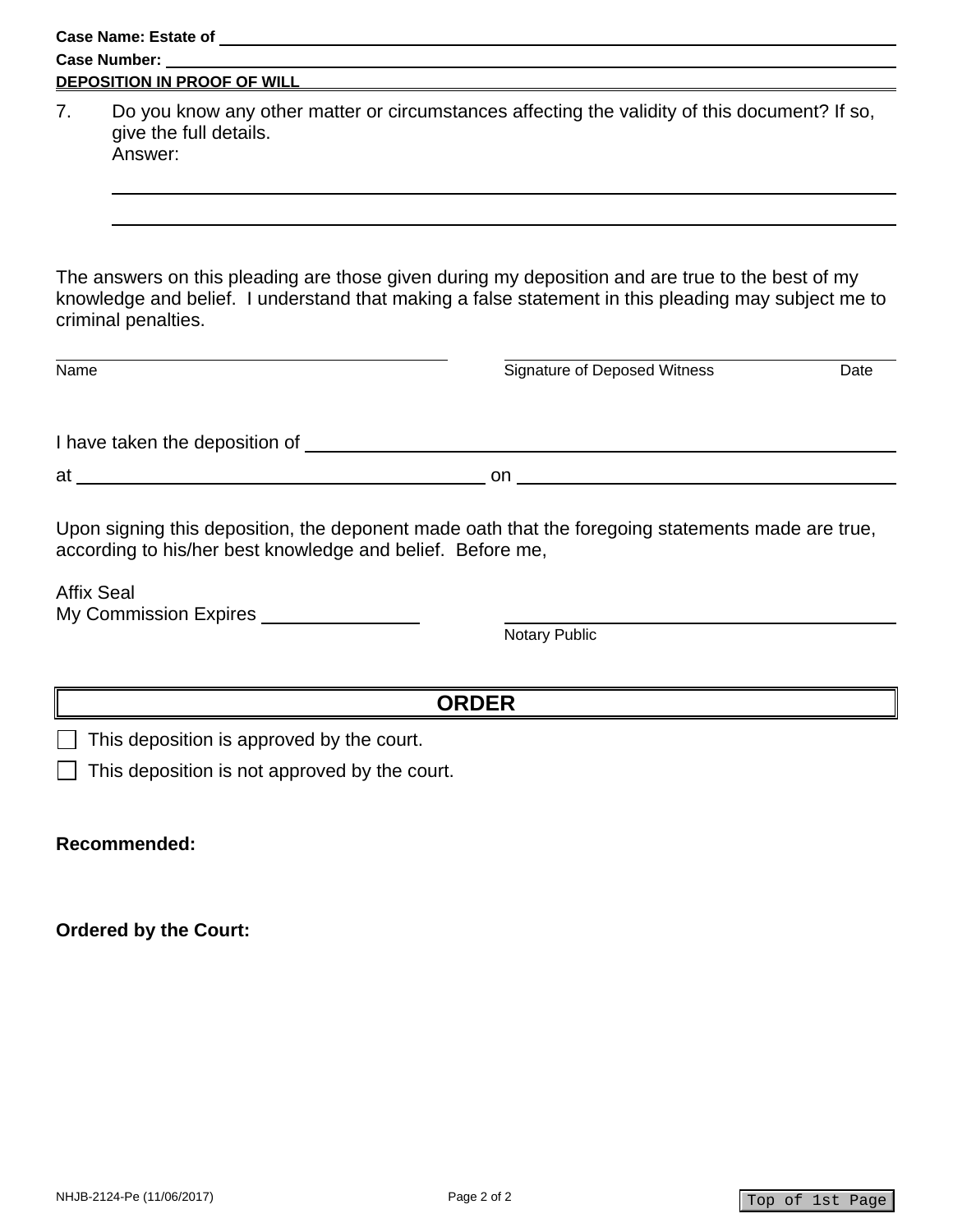**Case Name: Estate of** \_\_\_\_\_\_\_\_\_\_\_\_\_\_\_\_\_\_\_\_\_\_\_\_\_\_\_\_\_\_\_\_\_\_\_\_\_\_\_\_

**Case Number:** \_\_\_\_\_\_\_\_\_\_\_\_\_\_\_\_\_\_\_\_\_\_\_\_\_\_\_\_\_\_\_\_\_\_\_\_\_\_\_\_

**DEPOSITION IN PROOF OF WILL**

7. Do you know any other matter or circumstances affecting the validity of this document? If so, give the full details.
   Answer:

   \_\_\_\_\_\_\_\_\_\_\_\_\_\_\_\_\_\_\_\_\_\_\_\_\_\_\_\_\_\_\_\_\_\_\_\_\_\_\_\_\_\_\_\_\_\_\_\_\_\_\_\_\_\_\_\_

   \_\_\_\_\_\_\_\_\_\_\_\_\_\_\_\_\_\_\_\_\_\_\_\_\_\_\_\_\_\_\_\_\_\_\_\_\_\_\_\_\_\_\_\_\_\_\_\_\_\_\_\_\_\_\_\_

The answers on this pleading are those given during my deposition and are true to the best of my knowledge and belief. I understand that making a false statement in this pleading may subject me to criminal penalties.

\_\_\_\_\_\_\_\_\_\_\_\_\_\_\_\_\_\_\_\_\_\_\_\_\_\_\_\_\_\_ \_\_\_\_\_\_\_\_\_\_\_\_\_\_\_\_\_\_\_\_\_\_\_\_\_\_\_\_\_\_

Name Signature of Deposed Witness Date

I have taken the deposition of \_\_\_\_\_\_\_\_\_\_\_\_\_\_\_\_\_\_\_\_\_\_\_\_\_\_\_\_\_\_\_\_\_\_\_\_\_\_\_\_

at \_\_\_\_\_\_\_\_\_\_\_\_\_\_\_\_\_\_\_\_\_\_\_\_\_\_\_\_ on \_\_\_\_\_\_\_\_\_\_\_\_\_\_\_\_\_\_\_\_\_\_\_\_\_\_\_\_

Upon signing this deposition, the deponent made oath that the foregoing statements made are true, according to his/her best knowledge and belief. Before me,

Affix Seal
My Commission Expires \_\_\_\_\_\_\_\_\_\_\_\_\_\_\_\_ \_\_\_\_\_\_\_\_\_\_\_\_\_\_\_\_\_\_\_\_\_\_\_\_\_\_\_\_\_\_

Notary Public

## ORDER

☐ This deposition is approved by the court.

☐ This deposition is not approved by the court.

**Recommended:**

**Ordered by the Court:**

NHJB-2124-Pe (11/06/2017)